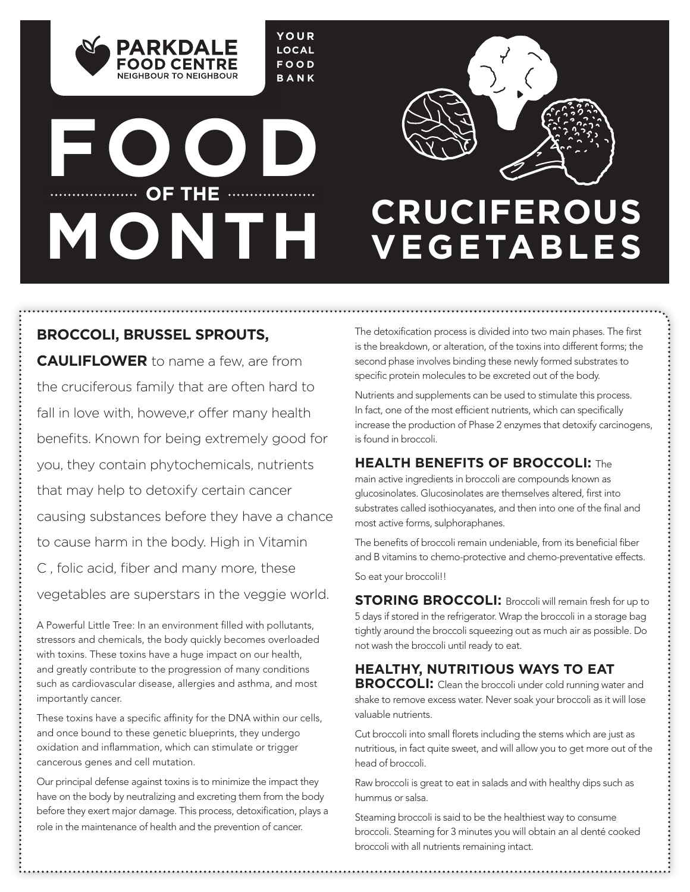PARKDALE FOOD CENTRE
NEIGHBOUR TO NEIGHBOUR

YOUR LOCAL FOOD BANK

# FOOD OF THE MONTH

# CRUCIFEROUS VEGETABLES

**BROCCOLI, BRUSSEL SPROUTS, CAULIFLOWER** to name a few, are from the cruciferous family that are often hard to fall in love with, howeve,r offer many health benefits. Known for being extremely good for you, they contain phytochemicals, nutrients that may help to detoxify certain cancer causing substances before they have a chance to cause harm in the body. High in Vitamin C , folic acid, fiber and many more, these vegetables are superstars in the veggie world.

A Powerful Little Tree: In an environment filled with pollutants, stressors and chemicals, the body quickly becomes overloaded with toxins. These toxins have a huge impact on our health, and greatly contribute to the progression of many conditions such as cardiovascular disease, allergies and asthma, and most importantly cancer.

These toxins have a specific affinity for the DNA within our cells, and once bound to these genetic blueprints, they undergo oxidation and inflammation, which can stimulate or trigger cancerous genes and cell mutation.

Our principal defense against toxins is to minimize the impact they have on the body by neutralizing and excreting them from the body before they exert major damage. This process, detoxification, plays a role in the maintenance of health and the prevention of cancer.

The detoxification process is divided into two main phases. The first is the breakdown, or alteration, of the toxins into different forms; the second phase involves binding these newly formed substrates to specific protein molecules to be excreted out of the body.

Nutrients and supplements can be used to stimulate this process. In fact, one of the most efficient nutrients, which can specifically increase the production of Phase 2 enzymes that detoxify carcinogens, is found in broccoli.

**HEALTH BENEFITS OF BROCCOLI:** The main active ingredients in broccoli are compounds known as glucosinolates. Glucosinolates are themselves altered, first into substrates called isothiocyanates, and then into one of the final and most active forms, sulphoraphanes.

The benefits of broccoli remain undeniable, from its beneficial fiber and B vitamins to chemo-protective and chemo-preventative effects.

So eat your broccoli!!

**STORING BROCCOLI:** Broccoli will remain fresh for up to 5 days if stored in the refrigerator. Wrap the broccoli in a storage bag tightly around the broccoli squeezing out as much air as possible. Do not wash the broccoli until ready to eat.

**HEALTHY, NUTRITIOUS WAYS TO EAT BROCCOLI:** Clean the broccoli under cold running water and shake to remove excess water. Never soak your broccoli as it will lose valuable nutrients.

Cut broccoli into small florets including the stems which are just as nutritious, in fact quite sweet, and will allow you to get more out of the head of broccoli.

Raw broccoli is great to eat in salads and with healthy dips such as hummus or salsa.

Steaming broccoli is said to be the healthiest way to consume broccoli. Steaming for 3 minutes you will obtain an al denté cooked broccoli with all nutrients remaining intact.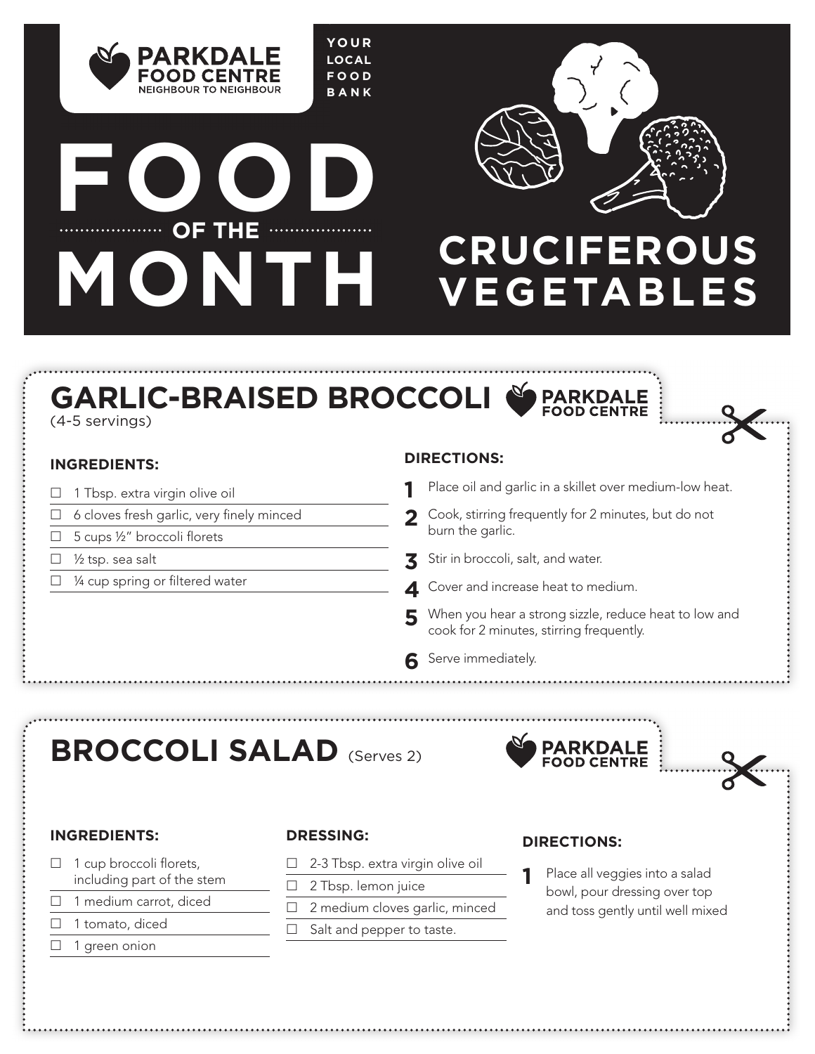PARKDALE FOOD CENTRE
NEIGHBOUR TO NEIGHBOUR

YOUR LOCAL FOOD BANK

# FOOD OF THE MONTH

# CRUCIFEROUS VEGETABLES

## GARLIC-BRAISED BROCCOLI

(4-5 servings)

PARKDALE FOOD CENTRE

**INGREDIENTS:**

- ☐ 1 Tbsp. extra virgin olive oil
- ☐ 6 cloves fresh garlic, very finely minced
- ☐ 5 cups ½" broccoli florets
- ☐ ½ tsp. sea salt
- ☐ ¼ cup spring or filtered water

**DIRECTIONS:**

1. Place oil and garlic in a skillet over medium-low heat.
2. Cook, stirring frequently for 2 minutes, but do not burn the garlic.
3. Stir in broccoli, salt, and water.
4. Cover and increase heat to medium.
5. When you hear a strong sizzle, reduce heat to low and cook for 2 minutes, stirring frequently.
6. Serve immediately.

## BROCCOLI SALAD (Serves 2)

PARKDALE FOOD CENTRE

**INGREDIENTS:**

- ☐ 1 cup broccoli florets, including part of the stem
- ☐ 1 medium carrot, diced
- ☐ 1 tomato, diced
- ☐ 1 green onion

**DRESSING:**

- ☐ 2-3 Tbsp. extra virgin olive oil
- ☐ 2 Tbsp. lemon juice
- ☐ 2 medium cloves garlic, minced
- ☐ Salt and pepper to taste.

**DIRECTIONS:**

1. Place all veggies into a salad bowl, pour dressing over top and toss gently until well mixed